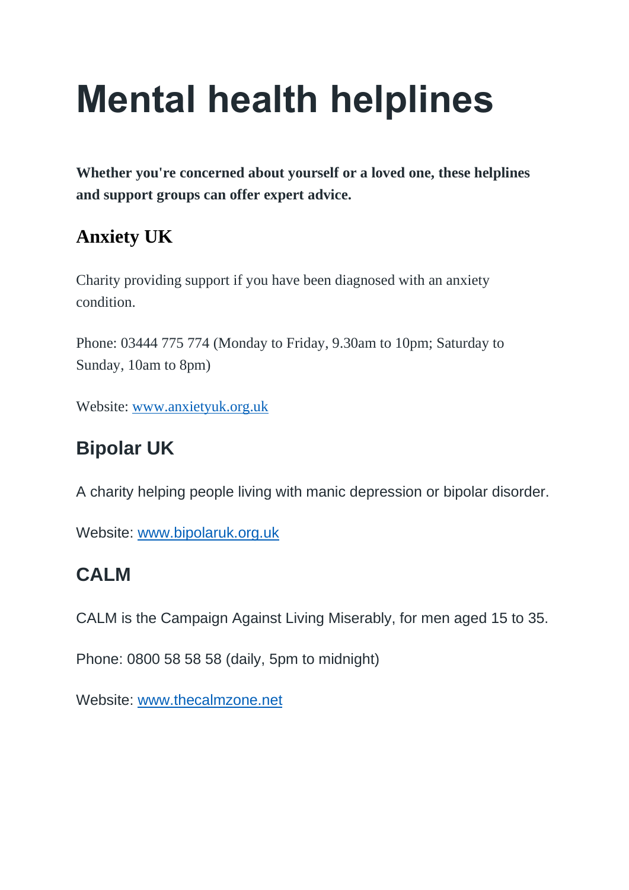# Mental health helplines

**Whether you're concerned about yourself or a loved one, these helplines and support groups can offer expert advice.**

## Anxiety UK

Charity providing support if you have been diagnosed with an anxiety condition.

Phone: 03444 775 774 (Monday to Friday, 9.30am to 10pm; Saturday to Sunday, 10am to 8pm)

Website: [www.anxietyuk.org.uk](http://www.anxietyuk.org.uk)

## Bipolar UK

A charity helping people living with manic depression or bipolar disorder.

Website: [www.bipolaruk.org.uk](http://www.bipolaruk.org.uk)

## CALM

CALM is the Campaign Against Living Miserably, for men aged 15 to 35.

Phone: 0800 58 58 58 (daily, 5pm to midnight)

Website: [www.thecalmzone.net](http://www.thecalmzone.net)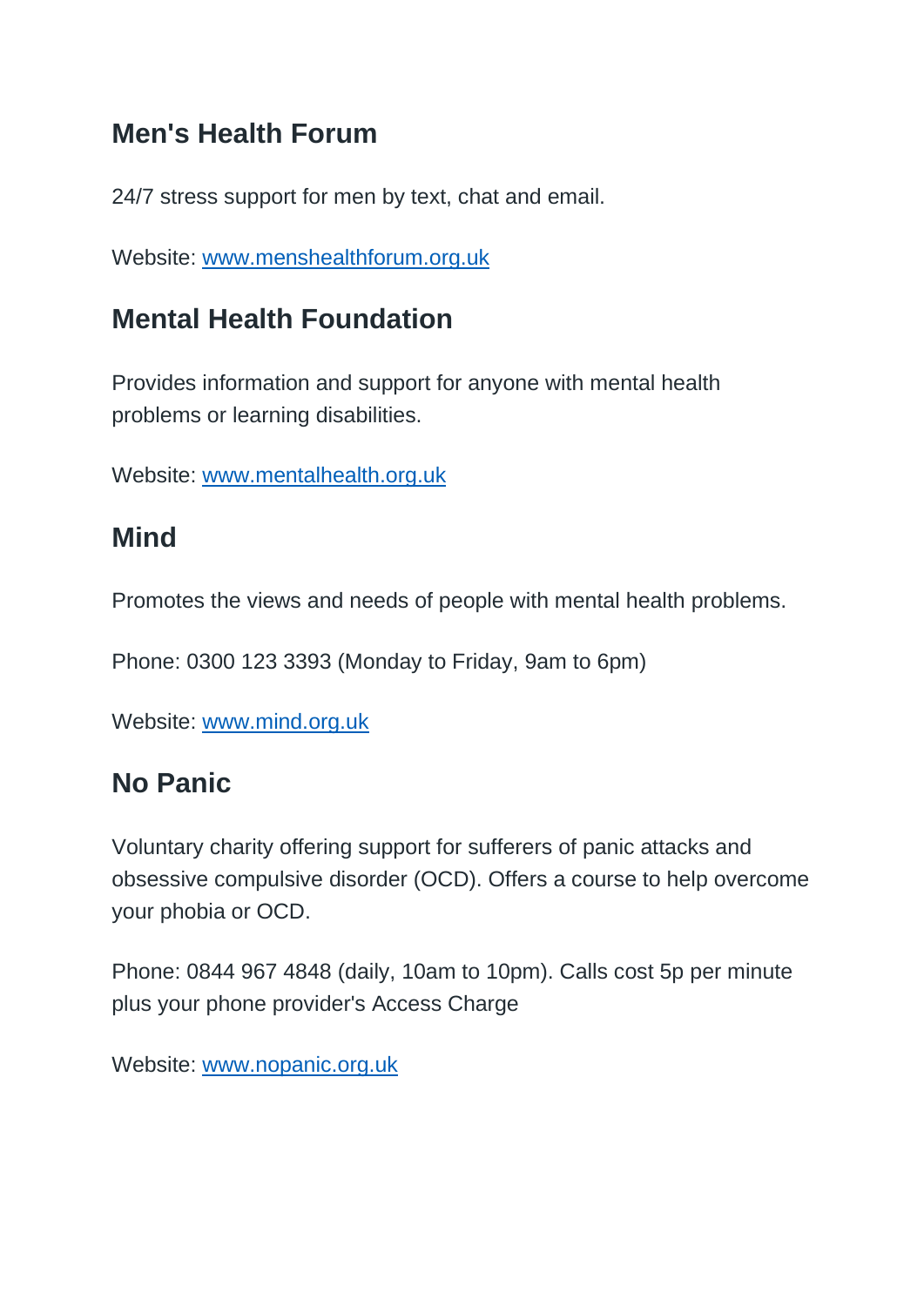## Men's Health Forum

24/7 stress support for men by text, chat and email.

Website: [www.menshealthforum.org.uk](http://www.menshealthforum.org.uk)

## Mental Health Foundation

Provides information and support for anyone with mental health problems or learning disabilities.

Website: [www.mentalhealth.org.uk](http://www.mentalhealth.org.uk)

## Mind

Promotes the views and needs of people with mental health problems.

Phone: 0300 123 3393 (Monday to Friday, 9am to 6pm)

Website: [www.mind.org.uk](http://www.mind.org.uk)

## No Panic

Voluntary charity offering support for sufferers of panic attacks and obsessive compulsive disorder (OCD). Offers a course to help overcome your phobia or OCD.

Phone: 0844 967 4848 (daily, 10am to 10pm). Calls cost 5p per minute plus your phone provider's Access Charge

Website: [www.nopanic.org.uk](http://www.nopanic.org.uk)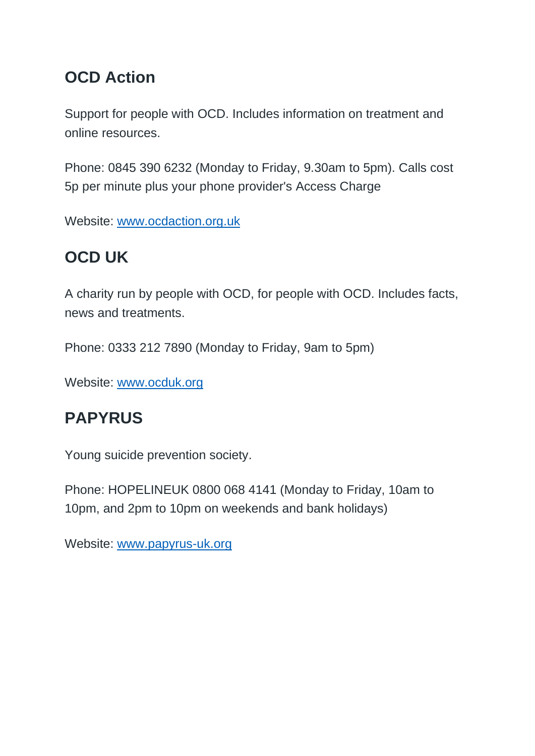## OCD Action

Support for people with OCD. Includes information on treatment and online resources.

Phone: 0845 390 6232 (Monday to Friday, 9.30am to 5pm). Calls cost 5p per minute plus your phone provider's Access Charge

Website: [www.ocdaction.org.uk](http://www.ocdaction.org.uk)

## OCD UK

A charity run by people with OCD, for people with OCD. Includes facts, news and treatments.

Phone: 0333 212 7890 (Monday to Friday, 9am to 5pm)

Website: [www.ocduk.org](http://www.ocduk.org)

## PAPYRUS

Young suicide prevention society.

Phone: HOPELINEUK 0800 068 4141 (Monday to Friday, 10am to 10pm, and 2pm to 10pm on weekends and bank holidays)

Website: [www.papyrus-uk.org](http://www.papyrus-uk.org)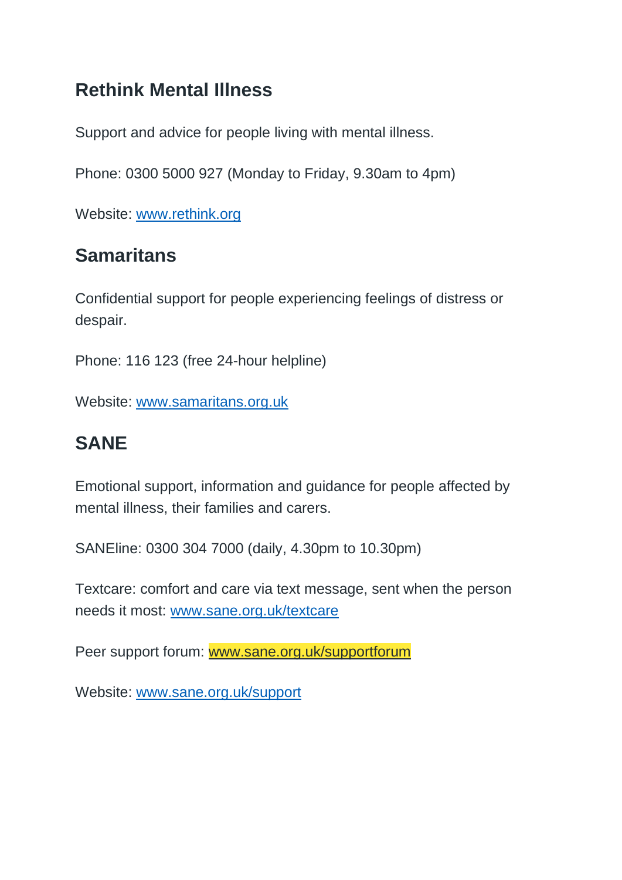## Rethink Mental Illness

Support and advice for people living with mental illness.

Phone: 0300 5000 927 (Monday to Friday, 9.30am to 4pm)

Website: [www.rethink.org](http://www.rethink.org)

## Samaritans

Confidential support for people experiencing feelings of distress or despair.

Phone: 116 123 (free 24-hour helpline)

Website: [www.samaritans.org.uk](http://www.samaritans.org.uk)

## SANE

Emotional support, information and guidance for people affected by mental illness, their families and carers.

SANEline: 0300 304 7000 (daily, 4.30pm to 10.30pm)

Textcare: comfort and care via text message, sent when the person needs it most: [www.sane.org.uk/textcare](http://www.sane.org.uk/textcare)

Peer support forum: [www.sane.org.uk/supportforum](http://www.sane.org.uk/supportforum)

Website: [www.sane.org.uk/support](http://www.sane.org.uk/support)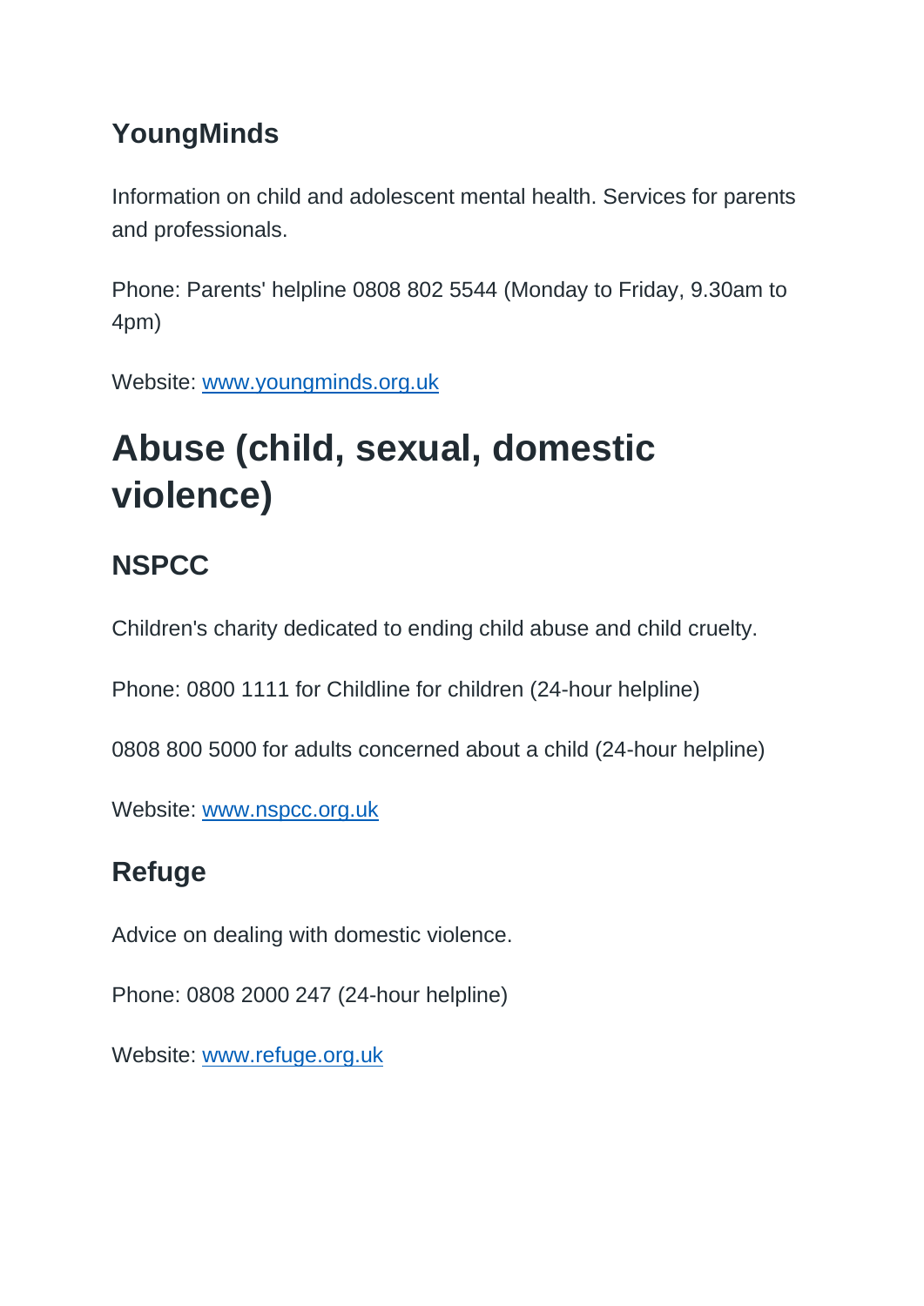### YoungMinds

Information on child and adolescent mental health. Services for parents and professionals.

Phone: Parents' helpline 0808 802 5544 (Monday to Friday, 9.30am to 4pm)

Website: [www.youngminds.org.uk](www.youngminds.org.uk)

## Abuse (child, sexual, domestic violence)

### NSPCC

Children's charity dedicated to ending child abuse and child cruelty.

Phone: 0800 1111 for Childline for children (24-hour helpline)

0808 800 5000 for adults concerned about a child (24-hour helpline)

Website: [www.nspcc.org.uk](www.nspcc.org.uk)

### Refuge

Advice on dealing with domestic violence.

Phone: 0808 2000 247 (24-hour helpline)

Website: [www.refuge.org.uk](www.refuge.org.uk)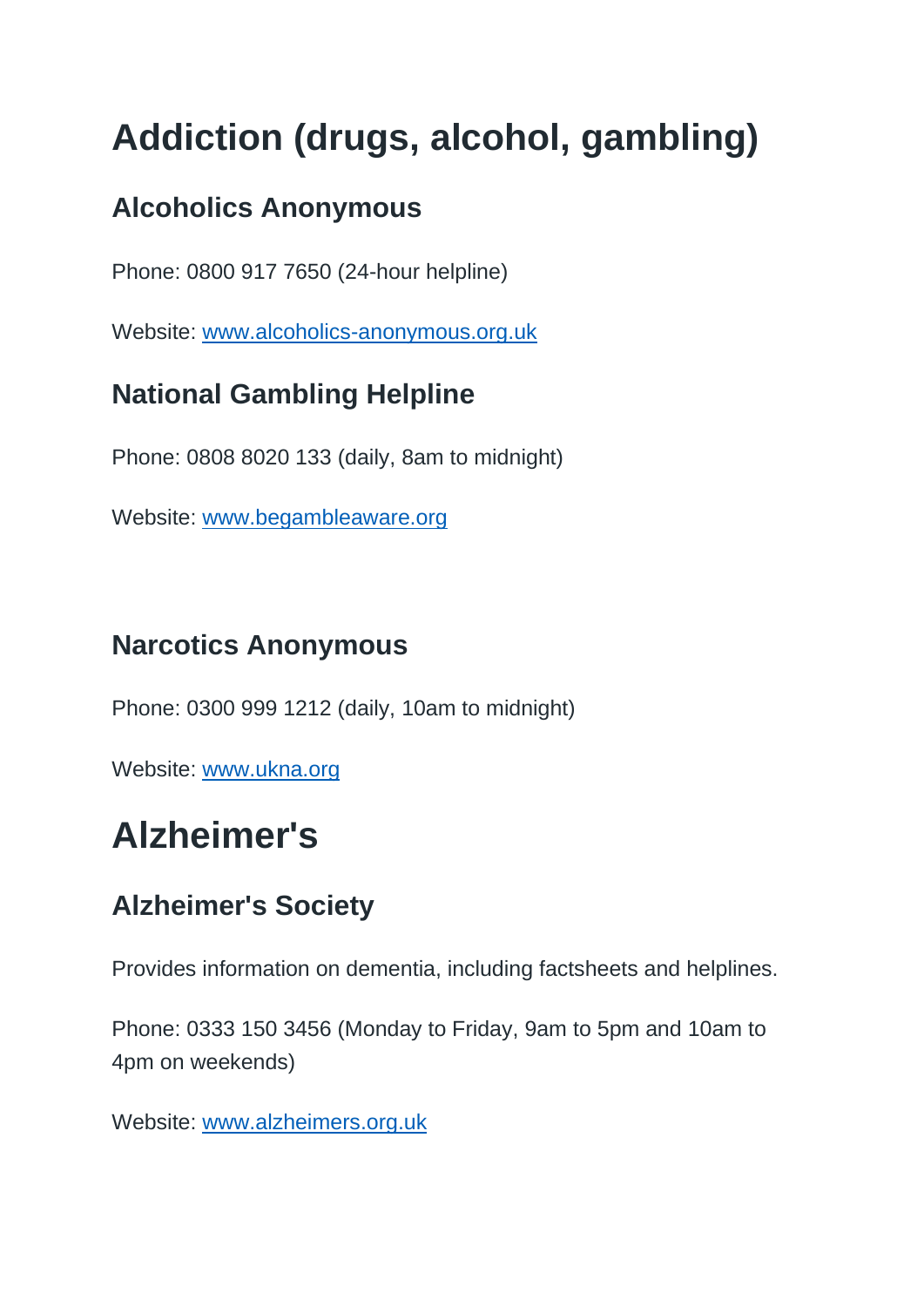# Addiction (drugs, alcohol, gambling)

## Alcoholics Anonymous

Phone: 0800 917 7650 (24-hour helpline)

Website: [www.alcoholics-anonymous.org.uk](http://www.alcoholics-anonymous.org.uk)

## National Gambling Helpline

Phone: 0808 8020 133 (daily, 8am to midnight)

Website: [www.begambleaware.org](http://www.begambleaware.org)

## Narcotics Anonymous

Phone: 0300 999 1212 (daily, 10am to midnight)

Website: [www.ukna.org](http://www.ukna.org)

# Alzheimer's

## Alzheimer's Society

Provides information on dementia, including factsheets and helplines.

Phone: 0333 150 3456 (Monday to Friday, 9am to 5pm and 10am to 4pm on weekends)

Website: [www.alzheimers.org.uk](http://www.alzheimers.org.uk)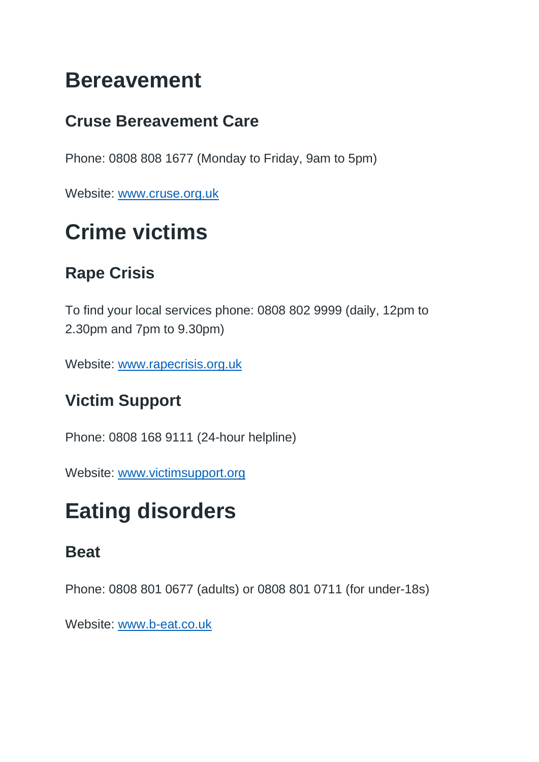# Bereavement

## Cruse Bereavement Care

Phone: 0808 808 1677 (Monday to Friday, 9am to 5pm)

Website: [www.cruse.org.uk](http://www.cruse.org.uk)

# Crime victims

## Rape Crisis

To find your local services phone: 0808 802 9999 (daily, 12pm to 2.30pm and 7pm to 9.30pm)

Website: [www.rapecrisis.org.uk](http://www.rapecrisis.org.uk)

## Victim Support

Phone: 0808 168 9111 (24-hour helpline)

Website: [www.victimsupport.org](http://www.victimsupport.org)

# Eating disorders

## Beat

Phone: 0808 801 0677 (adults) or 0808 801 0711 (for under-18s)

Website: [www.b-eat.co.uk](http://www.b-eat.co.uk)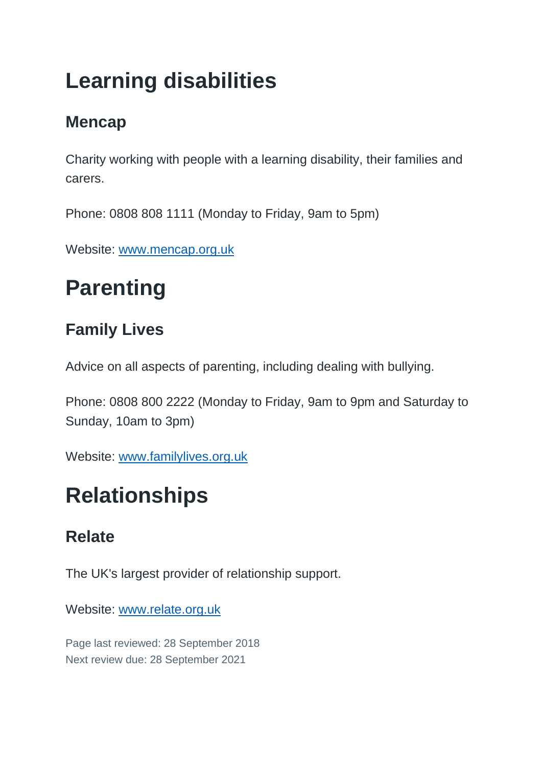# Learning disabilities

## Mencap

Charity working with people with a learning disability, their families and carers.

Phone: 0808 808 1111 (Monday to Friday, 9am to 5pm)

Website: [www.mencap.org.uk](http://www.mencap.org.uk)

# Parenting

## Family Lives

Advice on all aspects of parenting, including dealing with bullying.

Phone: 0808 800 2222 (Monday to Friday, 9am to 9pm and Saturday to Sunday, 10am to 3pm)

Website: [www.familylives.org.uk](http://www.familylives.org.uk)

# Relationships

## Relate

The UK's largest provider of relationship support.

Website: [www.relate.org.uk](http://www.relate.org.uk)

Page last reviewed: 28 September 2018
Next review due: 28 September 2021